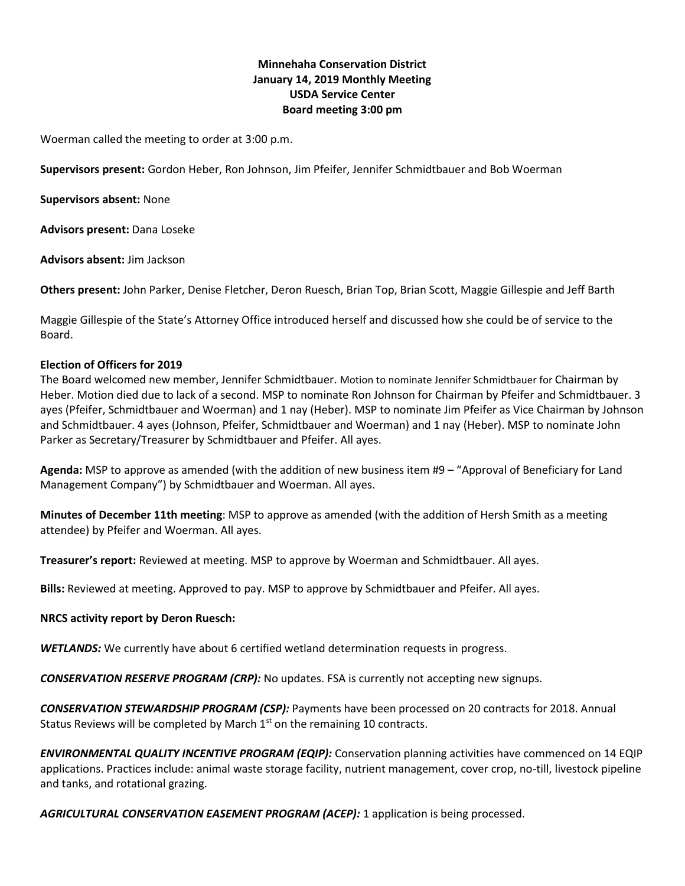**Minnehaha Conservation District**
**January 14, 2019 Monthly Meeting**
**USDA Service Center**
**Board meeting 3:00 pm**

Woerman called the meeting to order at 3:00 p.m.

**Supervisors present:** Gordon Heber, Ron Johnson, Jim Pfeifer, Jennifer Schmidtbauer and Bob Woerman

**Supervisors absent:** None

**Advisors present:** Dana Loseke

**Advisors absent:** Jim Jackson

**Others present:** John Parker, Denise Fletcher, Deron Ruesch, Brian Top, Brian Scott, Maggie Gillespie and Jeff Barth

Maggie Gillespie of the State's Attorney Office introduced herself and discussed how she could be of service to the Board.

**Election of Officers for 2019**
The Board welcomed new member, Jennifer Schmidtbauer. Motion to nominate Jennifer Schmidtbauer for Chairman by Heber. Motion died due to lack of a second. MSP to nominate Ron Johnson for Chairman by Pfeifer and Schmidtbauer. 3 ayes (Pfeifer, Schmidtbauer and Woerman) and 1 nay (Heber). MSP to nominate Jim Pfeifer as Vice Chairman by Johnson and Schmidtbauer. 4 ayes (Johnson, Pfeifer, Schmidtbauer and Woerman) and 1 nay (Heber). MSP to nominate John Parker as Secretary/Treasurer by Schmidtbauer and Pfeifer. All ayes.

**Agenda:** MSP to approve as amended (with the addition of new business item #9 – "Approval of Beneficiary for Land Management Company") by Schmidtbauer and Woerman. All ayes.

**Minutes of December 11th meeting**: MSP to approve as amended (with the addition of Hersh Smith as a meeting attendee) by Pfeifer and Woerman. All ayes.

**Treasurer's report:** Reviewed at meeting. MSP to approve by Woerman and Schmidtbauer. All ayes.

**Bills:** Reviewed at meeting. Approved to pay. MSP to approve by Schmidtbauer and Pfeifer. All ayes.

**NRCS activity report by Deron Ruesch:**

***WETLANDS:*** We currently have about 6 certified wetland determination requests in progress.

***CONSERVATION RESERVE PROGRAM (CRP):*** No updates. FSA is currently not accepting new signups.

***CONSERVATION STEWARDSHIP PROGRAM (CSP):*** Payments have been processed on 20 contracts for 2018. Annual Status Reviews will be completed by March 1st on the remaining 10 contracts.

***ENVIRONMENTAL QUALITY INCENTIVE PROGRAM (EQIP):*** Conservation planning activities have commenced on 14 EQIP applications. Practices include: animal waste storage facility, nutrient management, cover crop, no-till, livestock pipeline and tanks, and rotational grazing.

***AGRICULTURAL CONSERVATION EASEMENT PROGRAM (ACEP):*** 1 application is being processed.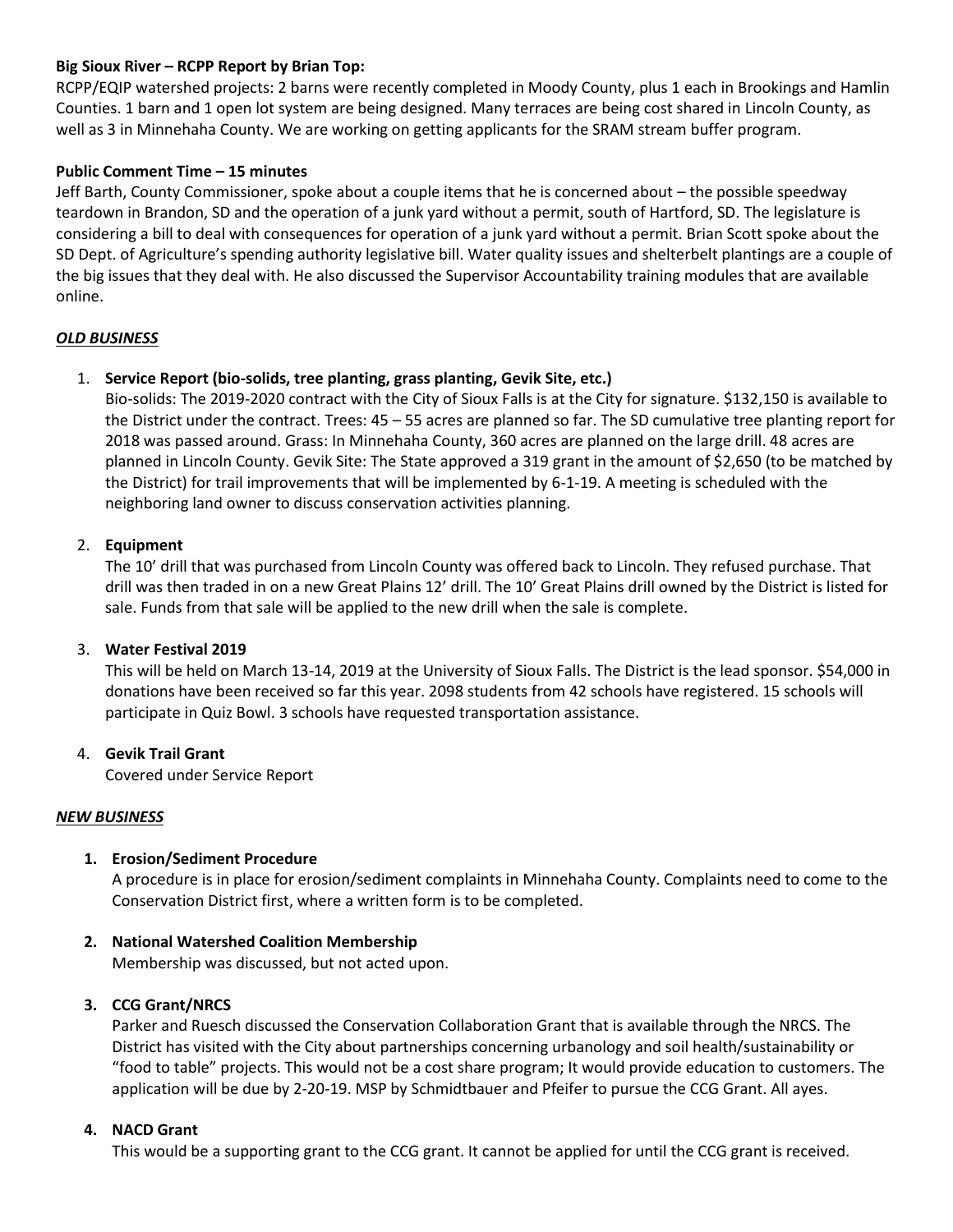**Big Sioux River – RCPP Report by Brian Top:**

RCPP/EQIP watershed projects: 2 barns were recently completed in Moody County, plus 1 each in Brookings and Hamlin Counties. 1 barn and 1 open lot system are being designed. Many terraces are being cost shared in Lincoln County, as well as 3 in Minnehaha County. We are working on getting applicants for the SRAM stream buffer program.

**Public Comment Time – 15 minutes**

Jeff Barth, County Commissioner, spoke about a couple items that he is concerned about – the possible speedway teardown in Brandon, SD and the operation of a junk yard without a permit, south of Hartford, SD. The legislature is considering a bill to deal with consequences for operation of a junk yard without a permit. Brian Scott spoke about the SD Dept. of Agriculture's spending authority legislative bill. Water quality issues and shelterbelt plantings are a couple of the big issues that they deal with. He also discussed the Supervisor Accountability training modules that are available online.

***OLD BUSINESS***

1. **Service Report (bio-solids, tree planting, grass planting, Gevik Site, etc.)**
   Bio-solids: The 2019-2020 contract with the City of Sioux Falls is at the City for signature. $132,150 is available to the District under the contract. Trees: 45 – 55 acres are planned so far. The SD cumulative tree planting report for 2018 was passed around. Grass: In Minnehaha County, 360 acres are planned on the large drill. 48 acres are planned in Lincoln County. Gevik Site: The State approved a 319 grant in the amount of $2,650 (to be matched by the District) for trail improvements that will be implemented by 6-1-19. A meeting is scheduled with the neighboring land owner to discuss conservation activities planning.

2. **Equipment**
   The 10' drill that was purchased from Lincoln County was offered back to Lincoln. They refused purchase. That drill was then traded in on a new Great Plains 12' drill. The 10' Great Plains drill owned by the District is listed for sale. Funds from that sale will be applied to the new drill when the sale is complete.

3. **Water Festival 2019**
   This will be held on March 13-14, 2019 at the University of Sioux Falls. The District is the lead sponsor. $54,000 in donations have been received so far this year. 2098 students from 42 schools have registered. 15 schools will participate in Quiz Bowl. 3 schools have requested transportation assistance.

4. **Gevik Trail Grant**
   Covered under Service Report

***NEW BUSINESS***

1. **Erosion/Sediment Procedure**
   A procedure is in place for erosion/sediment complaints in Minnehaha County. Complaints need to come to the Conservation District first, where a written form is to be completed.

2. **National Watershed Coalition Membership**
   Membership was discussed, but not acted upon.

3. **CCG Grant/NRCS**
   Parker and Ruesch discussed the Conservation Collaboration Grant that is available through the NRCS. The District has visited with the City about partnerships concerning urbanology and soil health/sustainability or "food to table" projects. This would not be a cost share program; It would provide education to customers. The application will be due by 2-20-19. MSP by Schmidtbauer and Pfeifer to pursue the CCG Grant. All ayes.

4. **NACD Grant**
   This would be a supporting grant to the CCG grant. It cannot be applied for until the CCG grant is received.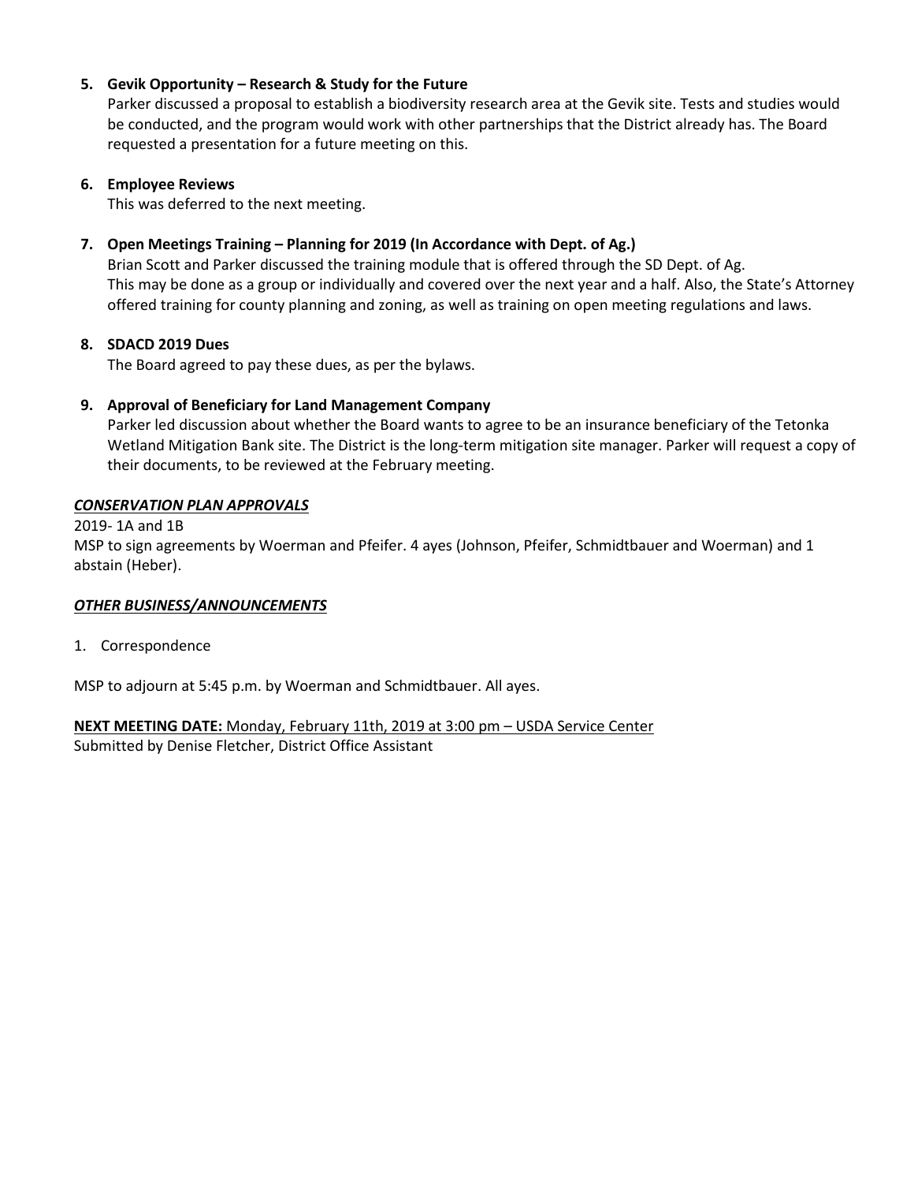5. **Gevik Opportunity – Research & Study for the Future**
   Parker discussed a proposal to establish a biodiversity research area at the Gevik site. Tests and studies would be conducted, and the program would work with other partnerships that the District already has. The Board requested a presentation for a future meeting on this.

6. **Employee Reviews**
   This was deferred to the next meeting.

7. **Open Meetings Training – Planning for 2019 (In Accordance with Dept. of Ag.)**
   Brian Scott and Parker discussed the training module that is offered through the SD Dept. of Ag. This may be done as a group or individually and covered over the next year and a half. Also, the State's Attorney offered training for county planning and zoning, as well as training on open meeting regulations and laws.

8. **SDACD 2019 Dues**
   The Board agreed to pay these dues, as per the bylaws.

9. **Approval of Beneficiary for Land Management Company**
   Parker led discussion about whether the Board wants to agree to be an insurance beneficiary of the Tetonka Wetland Mitigation Bank site. The District is the long-term mitigation site manager. Parker will request a copy of their documents, to be reviewed at the February meeting.

***CONSERVATION PLAN APPROVALS***

2019- 1A and 1B

MSP to sign agreements by Woerman and Pfeifer. 4 ayes (Johnson, Pfeifer, Schmidtbauer and Woerman) and 1 abstain (Heber).

***OTHER BUSINESS/ANNOUNCEMENTS***

1. Correspondence

MSP to adjourn at 5:45 p.m. by Woerman and Schmidtbauer. All ayes.

**NEXT MEETING DATE:** Monday, February 11th, 2019 at 3:00 pm – USDA Service Center

Submitted by Denise Fletcher, District Office Assistant